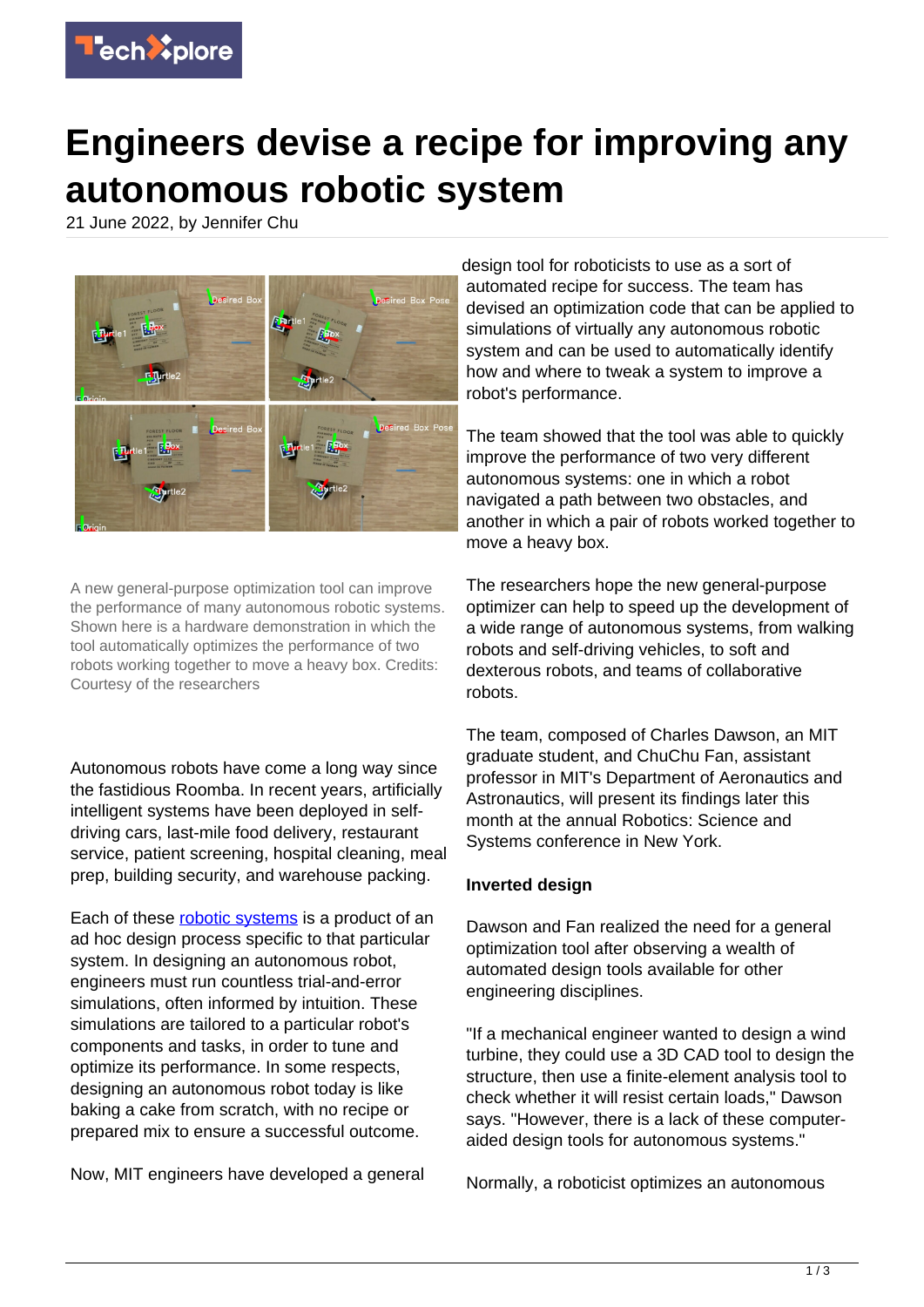# Engineers devise a recipe for improving any autonomous robotic system

21 June 2022, by Jennifer Chu

A new general-purpose optimization tool can improve the performance of many autonomous robotic systems. Shown here is a hardware demonstration in which the tool automatically optimizes the performance of two robots working together to move a heavy box. Credits: Courtesy of the researchers

Autonomous robots have come a long way since the fastidious Roomba. In recent years, artificially intelligent systems have been deployed in self-driving cars, last-mile food delivery, restaurant service, patient screening, hospital cleaning, meal prep, building security, and warehouse packing.

Each of these robotic systems is a product of an ad hoc design process specific to that particular system. In designing an autonomous robot, engineers must run countless trial-and-error simulations, often informed by intuition. These simulations are tailored to a particular robot's components and tasks, in order to tune and optimize its performance. In some respects, designing an autonomous robot today is like baking a cake from scratch, with no recipe or prepared mix to ensure a successful outcome.

Now, MIT engineers have developed a general design tool for roboticists to use as a sort of automated recipe for success. The team has devised an optimization code that can be applied to simulations of virtually any autonomous robotic system and can be used to automatically identify how and where to tweak a system to improve a robot's performance.

The team showed that the tool was able to quickly improve the performance of two very different autonomous systems: one in which a robot navigated a path between two obstacles, and another in which a pair of robots worked together to move a heavy box.

The researchers hope the new general-purpose optimizer can help to speed up the development of a wide range of autonomous systems, from walking robots and self-driving vehicles, to soft and dexterous robots, and teams of collaborative robots.

The team, composed of Charles Dawson, an MIT graduate student, and ChuChu Fan, assistant professor in MIT's Department of Aeronautics and Astronautics, will present its findings later this month at the annual Robotics: Science and Systems conference in New York.

**Inverted design**

Dawson and Fan realized the need for a general optimization tool after observing a wealth of automated design tools available for other engineering disciplines.

"If a mechanical engineer wanted to design a wind turbine, they could use a 3D CAD tool to design the structure, then use a finite-element analysis tool to check whether it will resist certain loads," Dawson says. "However, there is a lack of these computer-aided design tools for autonomous systems."

Normally, a roboticist optimizes an autonomous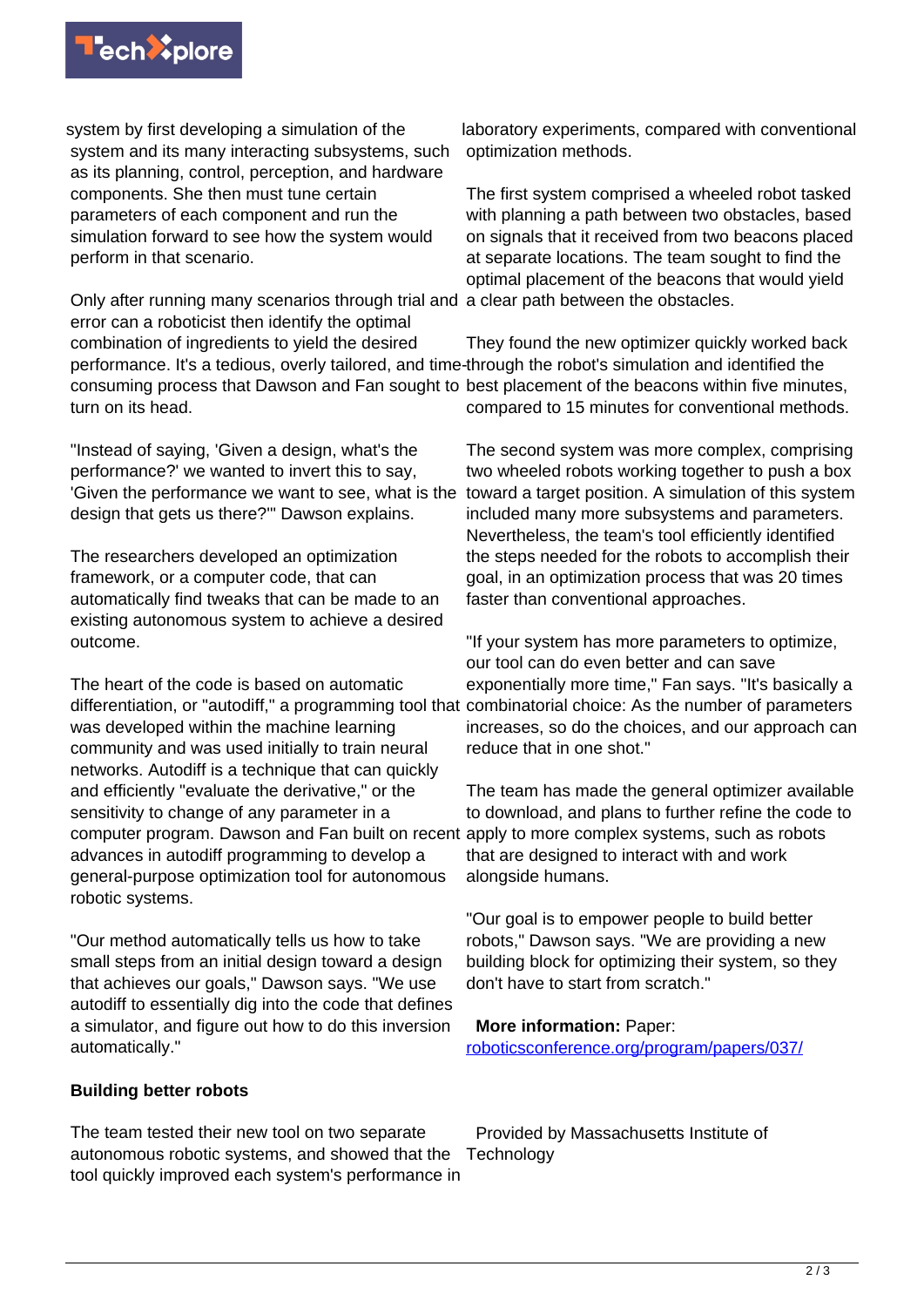system by first developing a simulation of the system and its many interacting subsystems, such as its planning, control, perception, and hardware components. She then must tune certain parameters of each component and run the simulation forward to see how the system would perform in that scenario.

Only after running many scenarios through trial and error can a roboticist then identify the optimal combination of ingredients to yield the desired performance. It's a tedious, overly tailored, and time-consuming process that Dawson and Fan sought to turn on its head.

"Instead of saying, 'Given a design, what's the performance?' we wanted to invert this to say, 'Given the performance we want to see, what is the design that gets us there?'" Dawson explains.

The researchers developed an optimization framework, or a computer code, that can automatically find tweaks that can be made to an existing autonomous system to achieve a desired outcome.

The heart of the code is based on automatic differentiation, or "autodiff," a programming tool that was developed within the machine learning community and was used initially to train neural networks. Autodiff is a technique that can quickly and efficiently "evaluate the derivative," or the sensitivity to change of any parameter in a computer program. Dawson and Fan built on recent advances in autodiff programming to develop a general-purpose optimization tool for autonomous robotic systems.

"Our method automatically tells us how to take small steps from an initial design toward a design that achieves our goals," Dawson says. "We use autodiff to essentially dig into the code that defines a simulator, and figure out how to do this inversion automatically."

**Building better robots**

The team tested their new tool on two separate autonomous robotic systems, and showed that the tool quickly improved each system's performance in laboratory experiments, compared with conventional optimization methods.

The first system comprised a wheeled robot tasked with planning a path between two obstacles, based on signals that it received from two beacons placed at separate locations. The team sought to find the optimal placement of the beacons that would yield a clear path between the obstacles.

They found the new optimizer quickly worked back through the robot's simulation and identified the best placement of the beacons within five minutes, compared to 15 minutes for conventional methods.

The second system was more complex, comprising two wheeled robots working together to push a box toward a target position. A simulation of this system included many more subsystems and parameters. Nevertheless, the team's tool efficiently identified the steps needed for the robots to accomplish their goal, in an optimization process that was 20 times faster than conventional approaches.

"If your system has more parameters to optimize, our tool can do even better and can save exponentially more time," Fan says. "It's basically a combinatorial choice: As the number of parameters increases, so do the choices, and our approach can reduce that in one shot."

The team has made the general optimizer available to download, and plans to further refine the code to apply to more complex systems, such as robots that are designed to interact with and work alongside humans.

"Our goal is to empower people to build better robots," Dawson says. "We are providing a new building block for optimizing their system, so they don't have to start from scratch."

**More information:** Paper: roboticsconference.org/program/papers/037/

Provided by Massachusetts Institute of Technology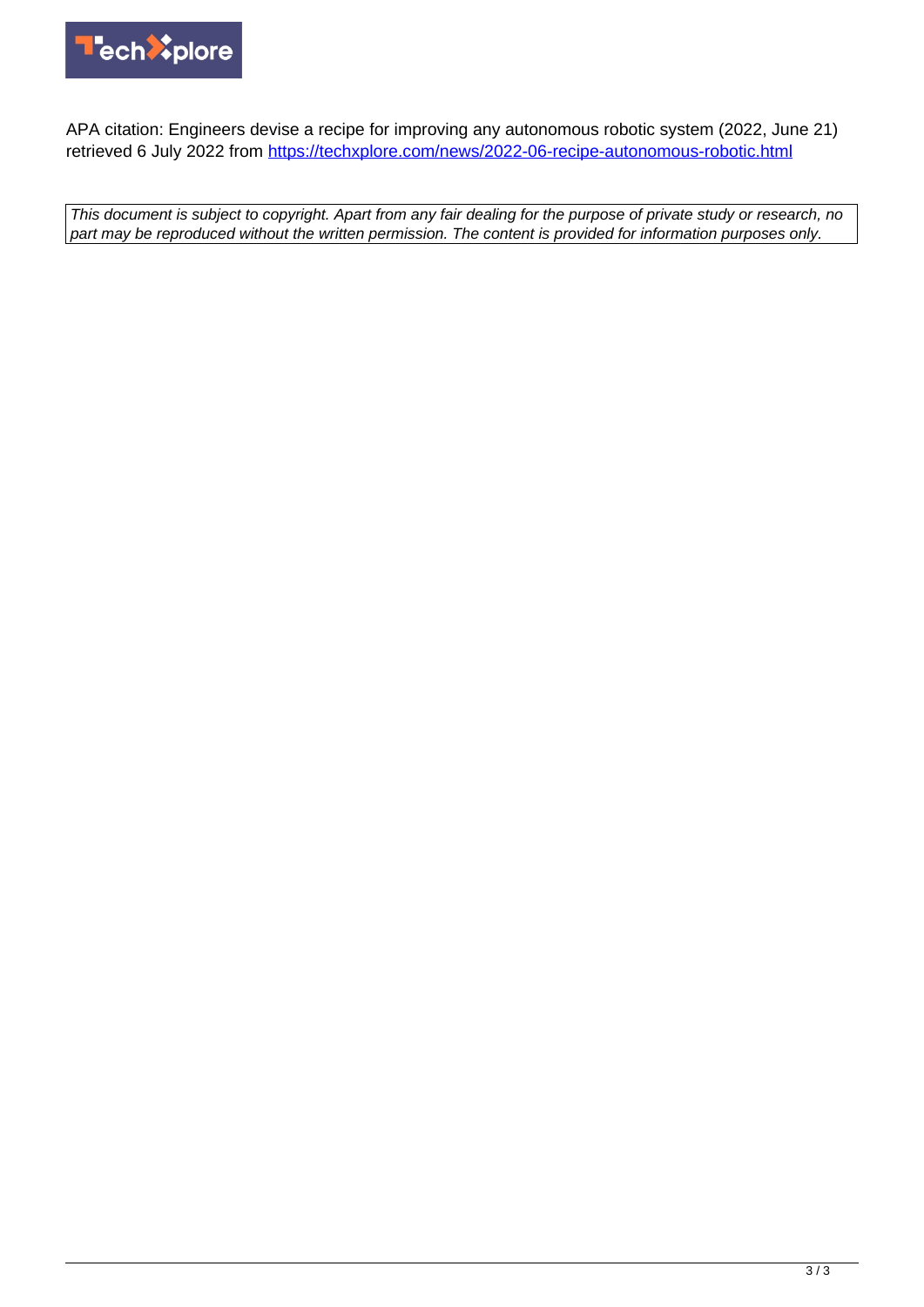APA citation: Engineers devise a recipe for improving any autonomous robotic system (2022, June 21) retrieved 6 July 2022 from https://techxplore.com/news/2022-06-recipe-autonomous-robotic.html

*This document is subject to copyright. Apart from any fair dealing for the purpose of private study or research, no part may be reproduced without the written permission. The content is provided for information purposes only.*